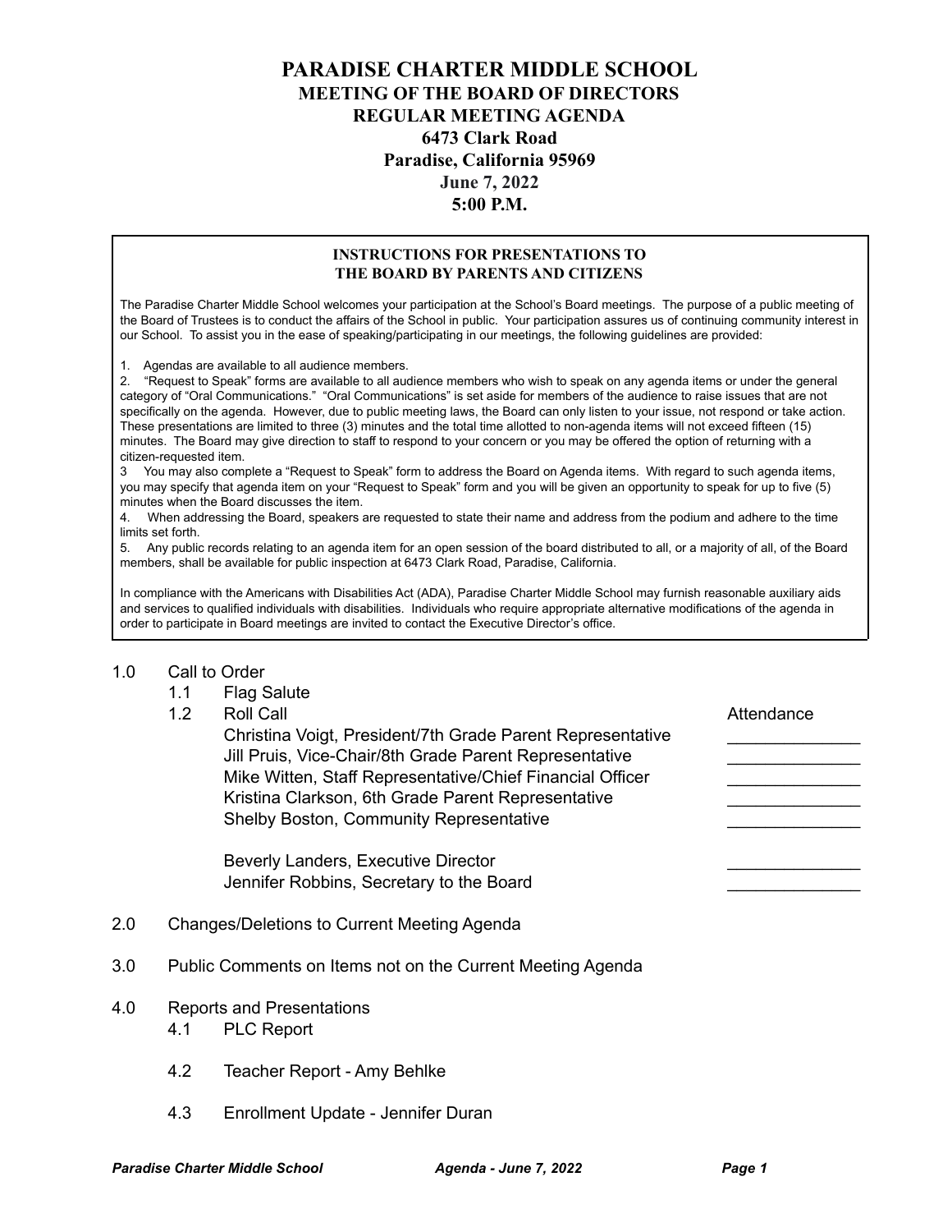# PARADISE CHARTER MIDDLE SCHOOL

## MEETING OF THE BOARD OF DIRECTORS

## REGULAR MEETING AGENDA

**6473 Clark Road**
**Paradise, California 95969**
**June 7, 2022**
**5:00 P.M.**

---

**INSTRUCTIONS FOR PRESENTATIONS TO THE BOARD BY PARENTS AND CITIZENS**

The Paradise Charter Middle School welcomes your participation at the School's Board meetings. The purpose of a public meeting of the Board of Trustees is to conduct the affairs of the School in public. Your participation assures us of continuing community interest in our School. To assist you in the ease of speaking/participating in our meetings, the following guidelines are provided:

1. Agendas are available to all audience members.
2. "Request to Speak" forms are available to all audience members who wish to speak on any agenda items or under the general category of "Oral Communications." "Oral Communications" is set aside for members of the audience to raise issues that are not specifically on the agenda. However, due to public meeting laws, the Board can only listen to your issue, not respond or take action. These presentations are limited to three (3) minutes and the total time allotted to non-agenda items will not exceed fifteen (15) minutes. The Board may give direction to staff to respond to your concern or you may be offered the option of returning with a citizen-requested item.
3. You may also complete a "Request to Speak" form to address the Board on Agenda items. With regard to such agenda items, you may specify that agenda item on your "Request to Speak" form and you will be given an opportunity to speak for up to five (5) minutes when the Board discusses the item.
4. When addressing the Board, speakers are requested to state their name and address from the podium and adhere to the time limits set forth.
5. Any public records relating to an agenda item for an open session of the board distributed to all, or a majority of all, of the Board members, shall be available for public inspection at 6473 Clark Road, Paradise, California.

In compliance with the Americans with Disabilities Act (ADA), Paradise Charter Middle School may furnish reasonable auxiliary aids and services to qualified individuals with disabilities. Individuals who require appropriate alternative modifications of the agenda in order to participate in Board meetings are invited to contact the Executive Director's office.

---

1.0 Call to Order

- 1.1 Flag Salute
- 1.2 Roll Call

| | Attendance |
|---|---|
| Christina Voigt, President/7th Grade Parent Representative | ______________ |
| Jill Pruis, Vice-Chair/8th Grade Parent Representative | ______________ |
| Mike Witten, Staff Representative/Chief Financial Officer | ______________ |
| Kristina Clarkson, 6th Grade Parent Representative | ______________ |
| Shelby Boston, Community Representative | ______________ |
| Beverly Landers, Executive Director | ______________ |
| Jennifer Robbins, Secretary to the Board | ______________ |

2.0 Changes/Deletions to Current Meeting Agenda

3.0 Public Comments on Items not on the Current Meeting Agenda

4.0 Reports and Presentations

- 4.1 PLC Report
- 4.2 Teacher Report - Amy Behlke
- 4.3 Enrollment Update - Jennifer Duran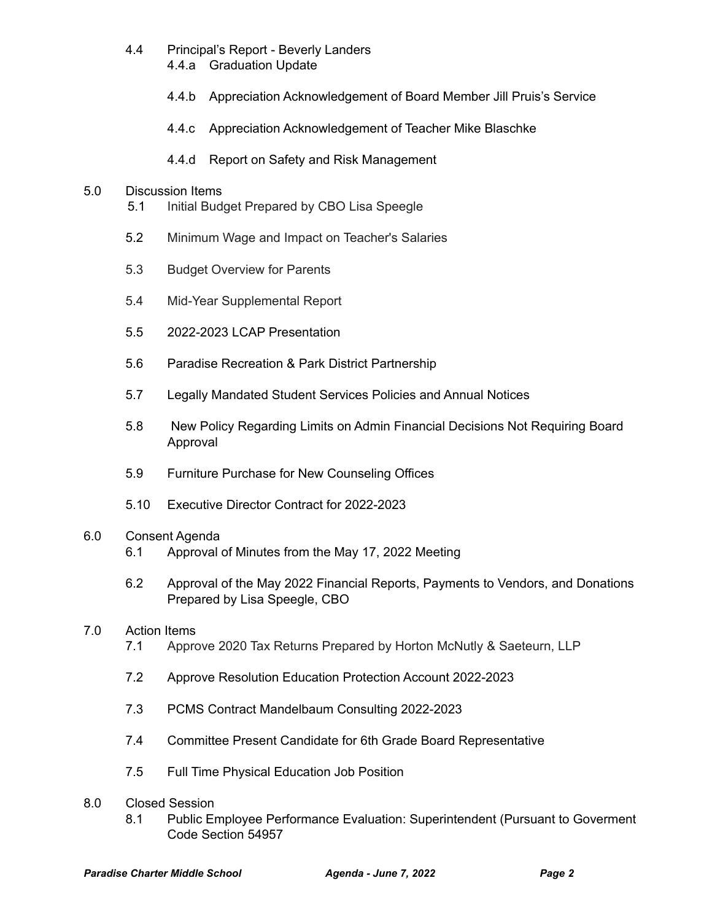- 4.4 Principal's Report - Beverly Landers
  - 4.4.a Graduation Update
  - 4.4.b Appreciation Acknowledgement of Board Member Jill Pruis's Service
  - 4.4.c Appreciation Acknowledgement of Teacher Mike Blaschke
  - 4.4.d Report on Safety and Risk Management

5.0 Discussion Items

- 5.1 Initial Budget Prepared by CBO Lisa Speegle
- 5.2 Minimum Wage and Impact on Teacher's Salaries
- 5.3 Budget Overview for Parents
- 5.4 Mid-Year Supplemental Report
- 5.5 2022-2023 LCAP Presentation
- 5.6 Paradise Recreation & Park District Partnership
- 5.7 Legally Mandated Student Services Policies and Annual Notices
- 5.8 New Policy Regarding Limits on Admin Financial Decisions Not Requiring Board Approval
- 5.9 Furniture Purchase for New Counseling Offices
- 5.10 Executive Director Contract for 2022-2023

6.0 Consent Agenda

- 6.1 Approval of Minutes from the May 17, 2022 Meeting
- 6.2 Approval of the May 2022 Financial Reports, Payments to Vendors, and Donations Prepared by Lisa Speegle, CBO

7.0 Action Items

- 7.1 Approve 2020 Tax Returns Prepared by Horton McNutly & Saeteurn, LLP
- 7.2 Approve Resolution Education Protection Account 2022-2023
- 7.3 PCMS Contract Mandelbaum Consulting 2022-2023
- 7.4 Committee Present Candidate for 6th Grade Board Representative
- 7.5 Full Time Physical Education Job Position

8.0 Closed Session

- 8.1 Public Employee Performance Evaluation: Superintendent (Pursuant to Goverment Code Section 54957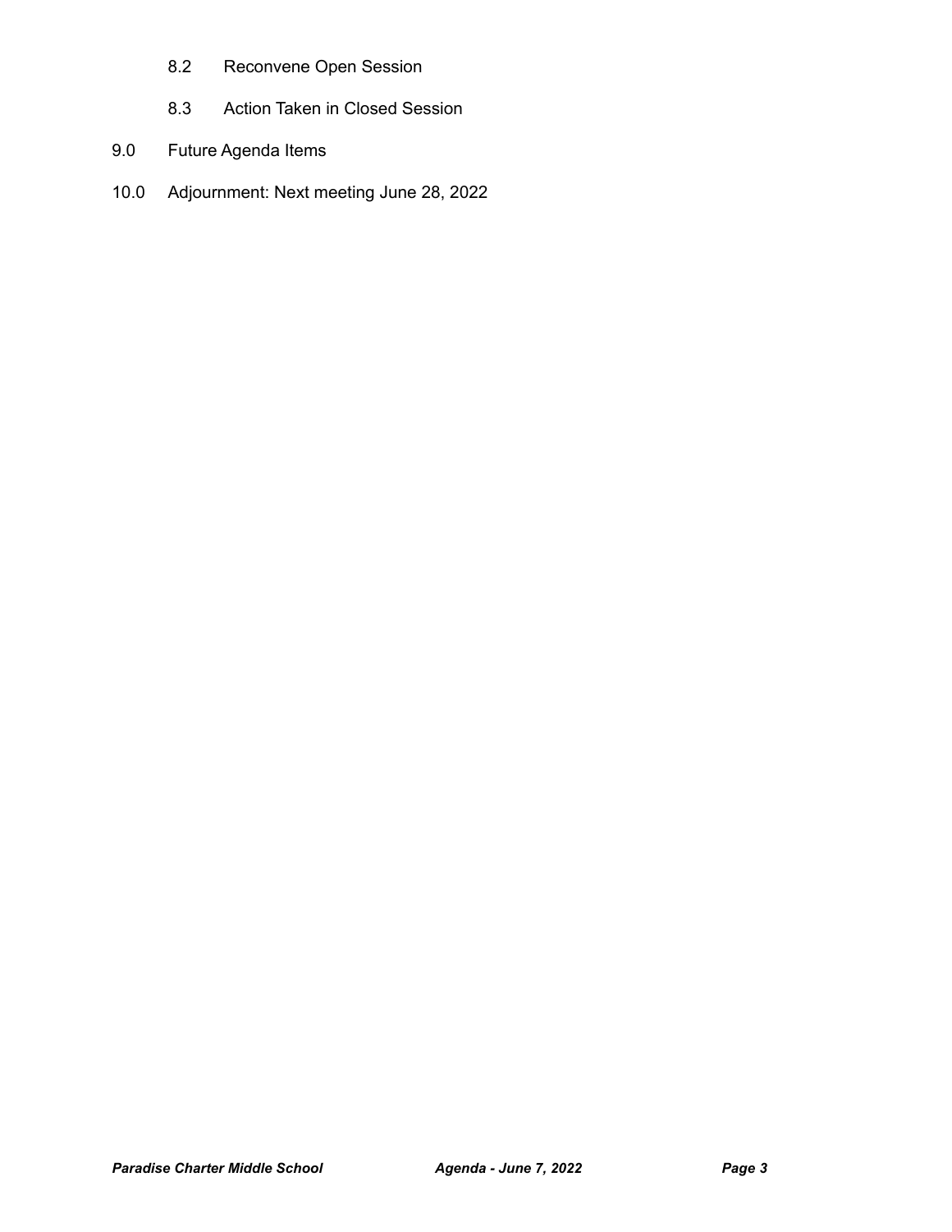8.2 Reconvene Open Session

8.3 Action Taken in Closed Session

9.0 Future Agenda Items

10.0 Adjournment: Next meeting June 28, 2022